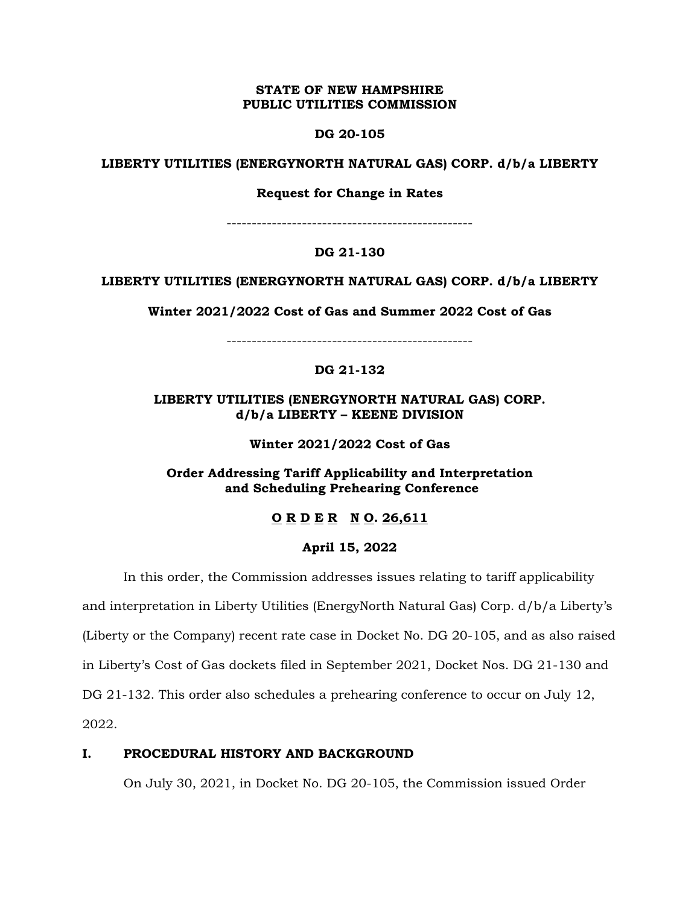**STATE OF NEW HAMPSHIRE**
**PUBLIC UTILITIES COMMISSION**

**DG 20-105**

**LIBERTY UTILITIES (ENERGYNORTH NATURAL GAS) CORP. d/b/a LIBERTY**

**Request for Change in Rates**

---

**DG 21-130**

**LIBERTY UTILITIES (ENERGYNORTH NATURAL GAS) CORP. d/b/a LIBERTY**

**Winter 2021/2022 Cost of Gas and Summer 2022 Cost of Gas**

---

**DG 21-132**

**LIBERTY UTILITIES (ENERGYNORTH NATURAL GAS) CORP. d/b/a LIBERTY – KEENE DIVISION**

**Winter 2021/2022 Cost of Gas**

**Order Addressing Tariff Applicability and Interpretation and Scheduling Prehearing Conference**

**ORDER NO. 26,611**

**April 15, 2022**

In this order, the Commission addresses issues relating to tariff applicability and interpretation in Liberty Utilities (EnergyNorth Natural Gas) Corp. d/b/a Liberty's (Liberty or the Company) recent rate case in Docket No. DG 20-105, and as also raised in Liberty's Cost of Gas dockets filed in September 2021, Docket Nos. DG 21-130 and DG 21-132. This order also schedules a prehearing conference to occur on July 12, 2022.

## I. PROCEDURAL HISTORY AND BACKGROUND

On July 30, 2021, in Docket No. DG 20-105, the Commission issued Order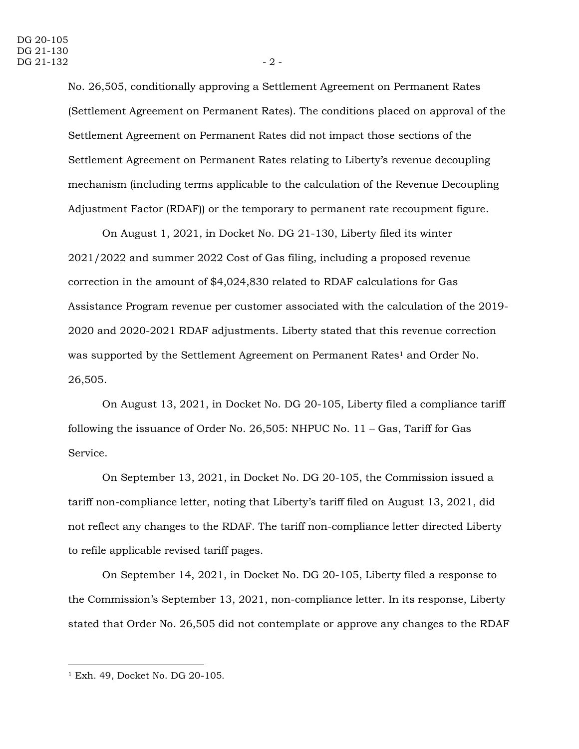No. 26,505, conditionally approving a Settlement Agreement on Permanent Rates (Settlement Agreement on Permanent Rates). The conditions placed on approval of the Settlement Agreement on Permanent Rates did not impact those sections of the Settlement Agreement on Permanent Rates relating to Liberty's revenue decoupling mechanism (including terms applicable to the calculation of the Revenue Decoupling Adjustment Factor (RDAF)) or the temporary to permanent rate recoupment figure.

On August 1, 2021, in Docket No. DG 21-130, Liberty filed its winter 2021/2022 and summer 2022 Cost of Gas filing, including a proposed revenue correction in the amount of $4,024,830 related to RDAF calculations for Gas Assistance Program revenue per customer associated with the calculation of the 2019-2020 and 2020-2021 RDAF adjustments. Liberty stated that this revenue correction was supported by the Settlement Agreement on Permanent Rates[1] and Order No. 26,505.

On August 13, 2021, in Docket No. DG 20-105, Liberty filed a compliance tariff following the issuance of Order No. 26,505: NHPUC No. 11 – Gas, Tariff for Gas Service.

On September 13, 2021, in Docket No. DG 20-105, the Commission issued a tariff non-compliance letter, noting that Liberty's tariff filed on August 13, 2021, did not reflect any changes to the RDAF. The tariff non-compliance letter directed Liberty to refile applicable revised tariff pages.

On September 14, 2021, in Docket No. DG 20-105, Liberty filed a response to the Commission's September 13, 2021, non-compliance letter. In its response, Liberty stated that Order No. 26,505 did not contemplate or approve any changes to the RDAF

---

[1] Exh. 49, Docket No. DG 20-105.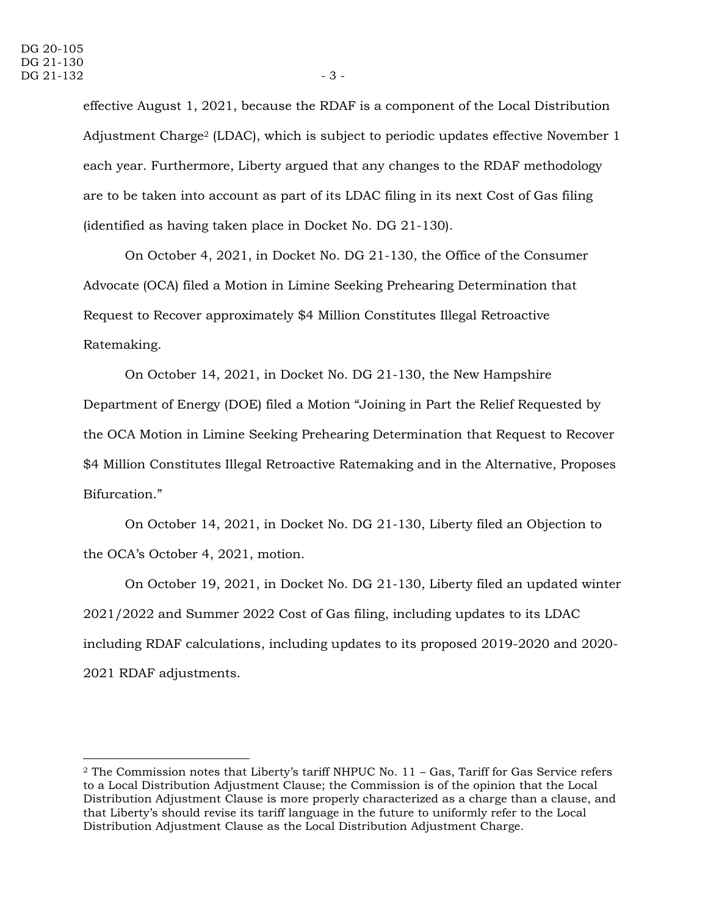effective August 1, 2021, because the RDAF is a component of the Local Distribution Adjustment Charge[2] (LDAC), which is subject to periodic updates effective November 1 each year. Furthermore, Liberty argued that any changes to the RDAF methodology are to be taken into account as part of its LDAC filing in its next Cost of Gas filing (identified as having taken place in Docket No. DG 21-130).

On October 4, 2021, in Docket No. DG 21-130, the Office of the Consumer Advocate (OCA) filed a Motion in Limine Seeking Prehearing Determination that Request to Recover approximately $4 Million Constitutes Illegal Retroactive Ratemaking.

On October 14, 2021, in Docket No. DG 21-130, the New Hampshire Department of Energy (DOE) filed a Motion "Joining in Part the Relief Requested by the OCA Motion in Limine Seeking Prehearing Determination that Request to Recover $4 Million Constitutes Illegal Retroactive Ratemaking and in the Alternative, Proposes Bifurcation."

On October 14, 2021, in Docket No. DG 21-130, Liberty filed an Objection to the OCA's October 4, 2021, motion.

On October 19, 2021, in Docket No. DG 21-130, Liberty filed an updated winter 2021/2022 and Summer 2022 Cost of Gas filing, including updates to its LDAC including RDAF calculations, including updates to its proposed 2019-2020 and 2020-2021 RDAF adjustments.

---

[2] The Commission notes that Liberty's tariff NHPUC No. 11 – Gas, Tariff for Gas Service refers to a Local Distribution Adjustment Clause; the Commission is of the opinion that the Local Distribution Adjustment Clause is more properly characterized as a charge than a clause, and that Liberty's should revise its tariff language in the future to uniformly refer to the Local Distribution Adjustment Clause as the Local Distribution Adjustment Charge.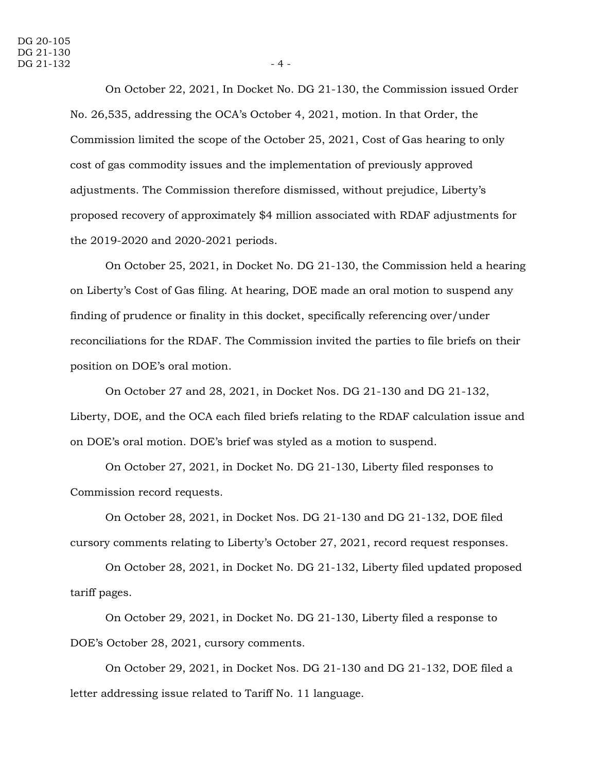On October 22, 2021, In Docket No. DG 21-130, the Commission issued Order No. 26,535, addressing the OCA's October 4, 2021, motion. In that Order, the Commission limited the scope of the October 25, 2021, Cost of Gas hearing to only cost of gas commodity issues and the implementation of previously approved adjustments. The Commission therefore dismissed, without prejudice, Liberty's proposed recovery of approximately $4 million associated with RDAF adjustments for the 2019-2020 and 2020-2021 periods.

On October 25, 2021, in Docket No. DG 21-130, the Commission held a hearing on Liberty's Cost of Gas filing. At hearing, DOE made an oral motion to suspend any finding of prudence or finality in this docket, specifically referencing over/under reconciliations for the RDAF. The Commission invited the parties to file briefs on their position on DOE's oral motion.

On October 27 and 28, 2021, in Docket Nos. DG 21-130 and DG 21-132, Liberty, DOE, and the OCA each filed briefs relating to the RDAF calculation issue and on DOE's oral motion. DOE's brief was styled as a motion to suspend.

On October 27, 2021, in Docket No. DG 21-130, Liberty filed responses to Commission record requests.

On October 28, 2021, in Docket Nos. DG 21-130 and DG 21-132, DOE filed cursory comments relating to Liberty's October 27, 2021, record request responses.

On October 28, 2021, in Docket No. DG 21-132, Liberty filed updated proposed tariff pages.

On October 29, 2021, in Docket No. DG 21-130, Liberty filed a response to DOE's October 28, 2021, cursory comments.

On October 29, 2021, in Docket Nos. DG 21-130 and DG 21-132, DOE filed a letter addressing issue related to Tariff No. 11 language.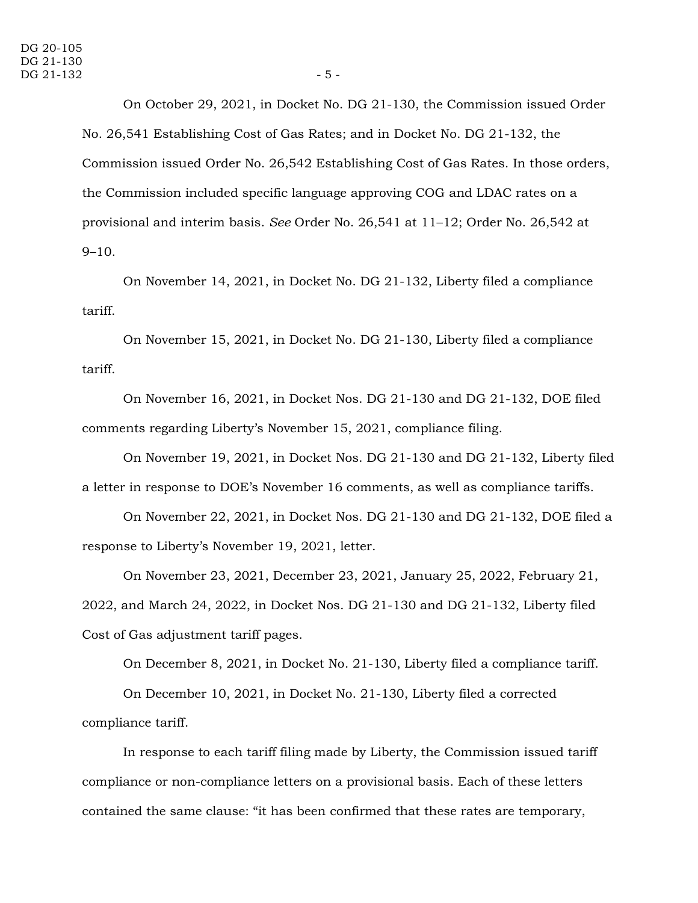On October 29, 2021, in Docket No. DG 21-130, the Commission issued Order No. 26,541 Establishing Cost of Gas Rates; and in Docket No. DG 21-132, the Commission issued Order No. 26,542 Establishing Cost of Gas Rates. In those orders, the Commission included specific language approving COG and LDAC rates on a provisional and interim basis. *See* Order No. 26,541 at 11–12; Order No. 26,542 at 9–10.

On November 14, 2021, in Docket No. DG 21-132, Liberty filed a compliance tariff.

On November 15, 2021, in Docket No. DG 21-130, Liberty filed a compliance tariff.

On November 16, 2021, in Docket Nos. DG 21-130 and DG 21-132, DOE filed comments regarding Liberty's November 15, 2021, compliance filing.

On November 19, 2021, in Docket Nos. DG 21-130 and DG 21-132, Liberty filed a letter in response to DOE's November 16 comments, as well as compliance tariffs.

On November 22, 2021, in Docket Nos. DG 21-130 and DG 21-132, DOE filed a response to Liberty's November 19, 2021, letter.

On November 23, 2021, December 23, 2021, January 25, 2022, February 21, 2022, and March 24, 2022, in Docket Nos. DG 21-130 and DG 21-132, Liberty filed Cost of Gas adjustment tariff pages.

On December 8, 2021, in Docket No. 21-130, Liberty filed a compliance tariff.

On December 10, 2021, in Docket No. 21-130, Liberty filed a corrected compliance tariff.

In response to each tariff filing made by Liberty, the Commission issued tariff compliance or non-compliance letters on a provisional basis. Each of these letters contained the same clause: "it has been confirmed that these rates are temporary,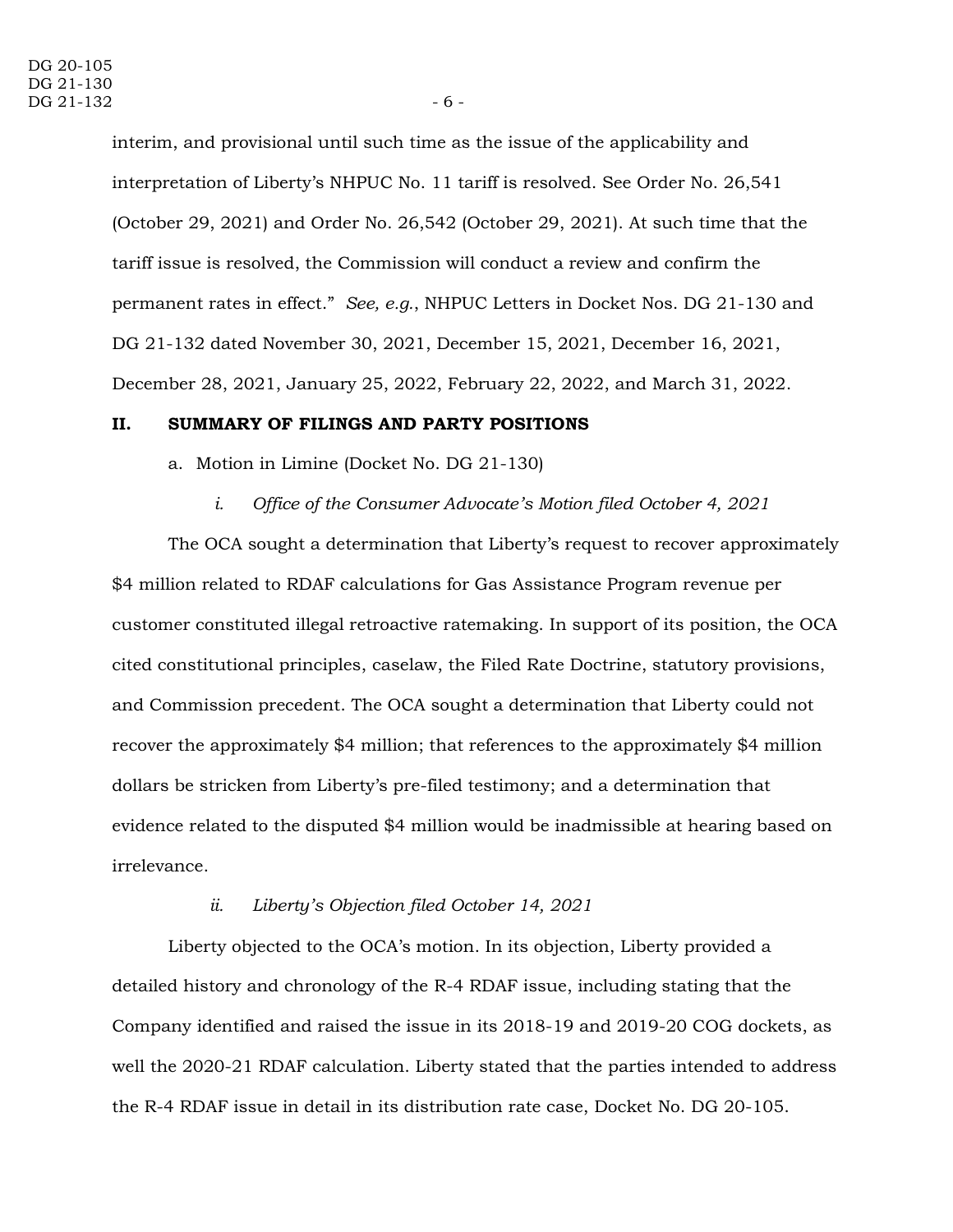interim, and provisional until such time as the issue of the applicability and interpretation of Liberty's NHPUC No. 11 tariff is resolved. See Order No. 26,541 (October 29, 2021) and Order No. 26,542 (October 29, 2021). At such time that the tariff issue is resolved, the Commission will conduct a review and confirm the permanent rates in effect." *See, e.g.*, NHPUC Letters in Docket Nos. DG 21-130 and DG 21-132 dated November 30, 2021, December 15, 2021, December 16, 2021, December 28, 2021, January 25, 2022, February 22, 2022, and March 31, 2022.

## II. SUMMARY OF FILINGS AND PARTY POSITIONS

a. Motion in Limine (Docket No. DG 21-130)

*i. Office of the Consumer Advocate's Motion filed October 4, 2021*

The OCA sought a determination that Liberty's request to recover approximately $4 million related to RDAF calculations for Gas Assistance Program revenue per customer constituted illegal retroactive ratemaking. In support of its position, the OCA cited constitutional principles, caselaw, the Filed Rate Doctrine, statutory provisions, and Commission precedent. The OCA sought a determination that Liberty could not recover the approximately $4 million; that references to the approximately $4 million dollars be stricken from Liberty's pre-filed testimony; and a determination that evidence related to the disputed $4 million would be inadmissible at hearing based on irrelevance.

*ii. Liberty's Objection filed October 14, 2021*

Liberty objected to the OCA's motion. In its objection, Liberty provided a detailed history and chronology of the R-4 RDAF issue, including stating that the Company identified and raised the issue in its 2018-19 and 2019-20 COG dockets, as well the 2020-21 RDAF calculation. Liberty stated that the parties intended to address the R-4 RDAF issue in detail in its distribution rate case, Docket No. DG 20-105.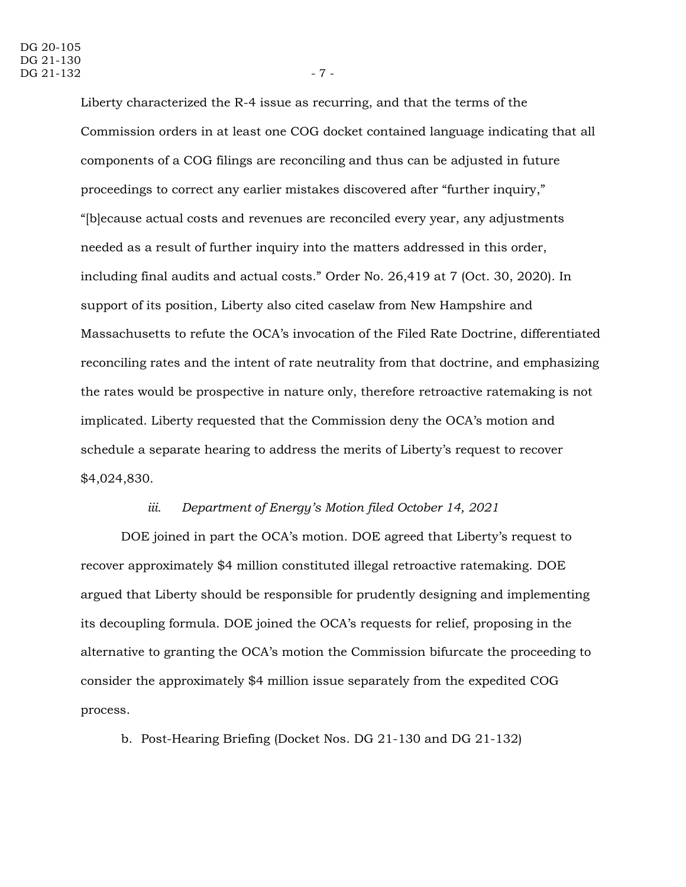Liberty characterized the R-4 issue as recurring, and that the terms of the Commission orders in at least one COG docket contained language indicating that all components of a COG filings are reconciling and thus can be adjusted in future proceedings to correct any earlier mistakes discovered after "further inquiry," "[b]ecause actual costs and revenues are reconciled every year, any adjustments needed as a result of further inquiry into the matters addressed in this order, including final audits and actual costs." Order No. 26,419 at 7 (Oct. 30, 2020). In support of its position, Liberty also cited caselaw from New Hampshire and Massachusetts to refute the OCA's invocation of the Filed Rate Doctrine, differentiated reconciling rates and the intent of rate neutrality from that doctrine, and emphasizing the rates would be prospective in nature only, therefore retroactive ratemaking is not implicated. Liberty requested that the Commission deny the OCA's motion and schedule a separate hearing to address the merits of Liberty's request to recover $4,024,830.

*iii. Department of Energy's Motion filed October 14, 2021*

DOE joined in part the OCA's motion. DOE agreed that Liberty's request to recover approximately $4 million constituted illegal retroactive ratemaking. DOE argued that Liberty should be responsible for prudently designing and implementing its decoupling formula. DOE joined the OCA's requests for relief, proposing in the alternative to granting the OCA's motion the Commission bifurcate the proceeding to consider the approximately $4 million issue separately from the expedited COG process.

b. Post-Hearing Briefing (Docket Nos. DG 21-130 and DG 21-132)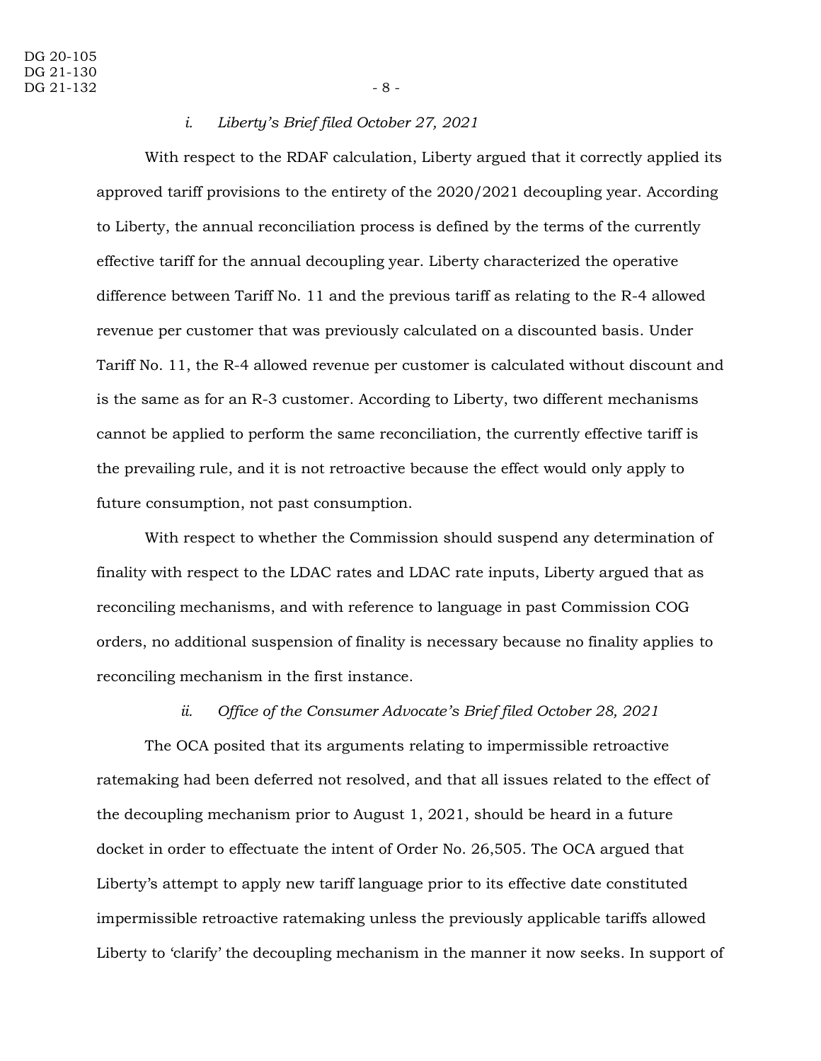*i. Liberty's Brief filed October 27, 2021*

With respect to the RDAF calculation, Liberty argued that it correctly applied its approved tariff provisions to the entirety of the 2020/2021 decoupling year. According to Liberty, the annual reconciliation process is defined by the terms of the currently effective tariff for the annual decoupling year. Liberty characterized the operative difference between Tariff No. 11 and the previous tariff as relating to the R-4 allowed revenue per customer that was previously calculated on a discounted basis. Under Tariff No. 11, the R-4 allowed revenue per customer is calculated without discount and is the same as for an R-3 customer. According to Liberty, two different mechanisms cannot be applied to perform the same reconciliation, the currently effective tariff is the prevailing rule, and it is not retroactive because the effect would only apply to future consumption, not past consumption.

With respect to whether the Commission should suspend any determination of finality with respect to the LDAC rates and LDAC rate inputs, Liberty argued that as reconciling mechanisms, and with reference to language in past Commission COG orders, no additional suspension of finality is necessary because no finality applies to reconciling mechanism in the first instance.

*ii. Office of the Consumer Advocate's Brief filed October 28, 2021*

The OCA posited that its arguments relating to impermissible retroactive ratemaking had been deferred not resolved, and that all issues related to the effect of the decoupling mechanism prior to August 1, 2021, should be heard in a future docket in order to effectuate the intent of Order No. 26,505. The OCA argued that Liberty's attempt to apply new tariff language prior to its effective date constituted impermissible retroactive ratemaking unless the previously applicable tariffs allowed Liberty to 'clarify' the decoupling mechanism in the manner it now seeks. In support of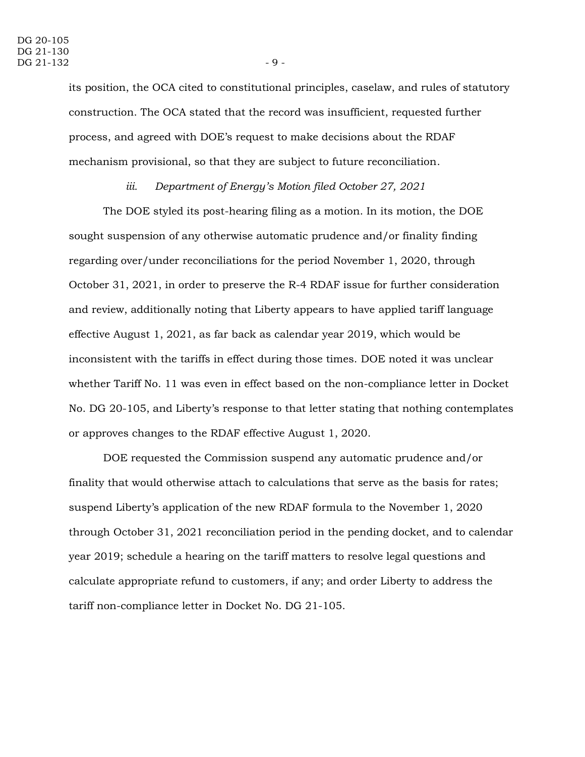its position, the OCA cited to constitutional principles, caselaw, and rules of statutory construction. The OCA stated that the record was insufficient, requested further process, and agreed with DOE's request to make decisions about the RDAF mechanism provisional, so that they are subject to future reconciliation.

*iii. Department of Energy's Motion filed October 27, 2021*

The DOE styled its post-hearing filing as a motion. In its motion, the DOE sought suspension of any otherwise automatic prudence and/or finality finding regarding over/under reconciliations for the period November 1, 2020, through October 31, 2021, in order to preserve the R-4 RDAF issue for further consideration and review, additionally noting that Liberty appears to have applied tariff language effective August 1, 2021, as far back as calendar year 2019, which would be inconsistent with the tariffs in effect during those times. DOE noted it was unclear whether Tariff No. 11 was even in effect based on the non-compliance letter in Docket No. DG 20-105, and Liberty's response to that letter stating that nothing contemplates or approves changes to the RDAF effective August 1, 2020.

DOE requested the Commission suspend any automatic prudence and/or finality that would otherwise attach to calculations that serve as the basis for rates; suspend Liberty's application of the new RDAF formula to the November 1, 2020 through October 31, 2021 reconciliation period in the pending docket, and to calendar year 2019; schedule a hearing on the tariff matters to resolve legal questions and calculate appropriate refund to customers, if any; and order Liberty to address the tariff non-compliance letter in Docket No. DG 21-105.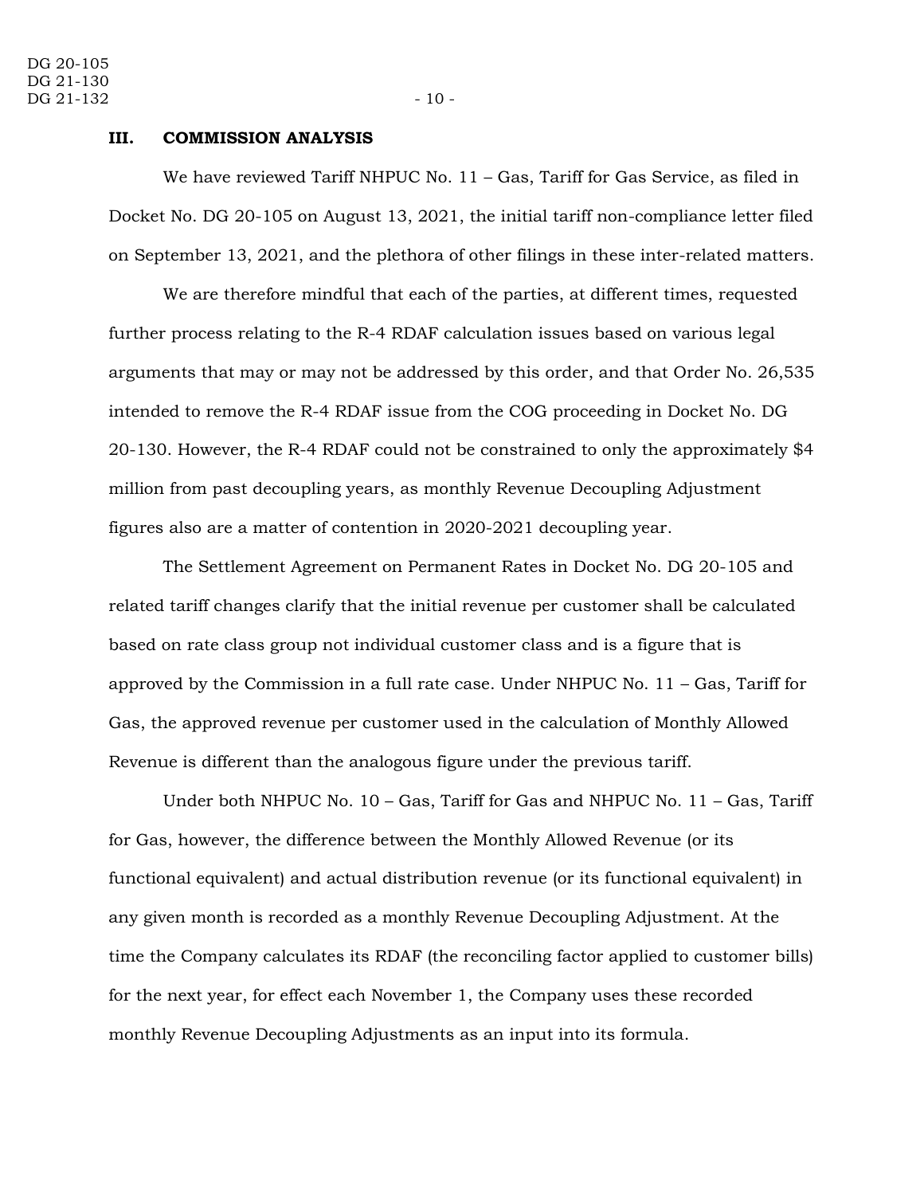## III. COMMISSION ANALYSIS

We have reviewed Tariff NHPUC No. 11 – Gas, Tariff for Gas Service, as filed in Docket No. DG 20-105 on August 13, 2021, the initial tariff non-compliance letter filed on September 13, 2021, and the plethora of other filings in these inter-related matters.

We are therefore mindful that each of the parties, at different times, requested further process relating to the R-4 RDAF calculation issues based on various legal arguments that may or may not be addressed by this order, and that Order No. 26,535 intended to remove the R-4 RDAF issue from the COG proceeding in Docket No. DG 20-130. However, the R-4 RDAF could not be constrained to only the approximately $4 million from past decoupling years, as monthly Revenue Decoupling Adjustment figures also are a matter of contention in 2020-2021 decoupling year.

The Settlement Agreement on Permanent Rates in Docket No. DG 20-105 and related tariff changes clarify that the initial revenue per customer shall be calculated based on rate class group not individual customer class and is a figure that is approved by the Commission in a full rate case. Under NHPUC No. 11 – Gas, Tariff for Gas, the approved revenue per customer used in the calculation of Monthly Allowed Revenue is different than the analogous figure under the previous tariff.

Under both NHPUC No. 10 – Gas, Tariff for Gas and NHPUC No. 11 – Gas, Tariff for Gas, however, the difference between the Monthly Allowed Revenue (or its functional equivalent) and actual distribution revenue (or its functional equivalent) in any given month is recorded as a monthly Revenue Decoupling Adjustment. At the time the Company calculates its RDAF (the reconciling factor applied to customer bills) for the next year, for effect each November 1, the Company uses these recorded monthly Revenue Decoupling Adjustments as an input into its formula.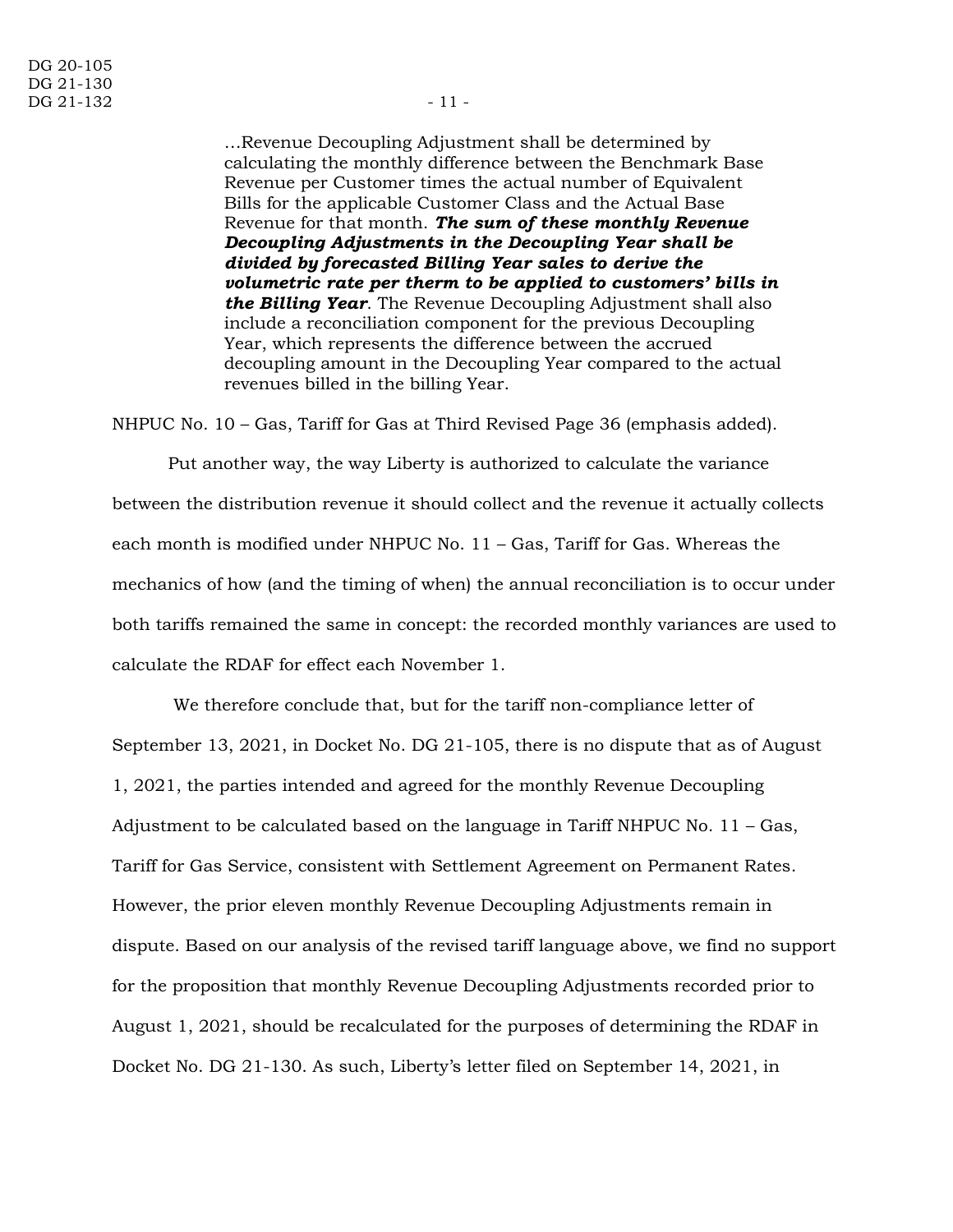> …Revenue Decoupling Adjustment shall be determined by calculating the monthly difference between the Benchmark Base Revenue per Customer times the actual number of Equivalent Bills for the applicable Customer Class and the Actual Base Revenue for that month. ***The sum of these monthly Revenue Decoupling Adjustments in the Decoupling Year shall be divided by forecasted Billing Year sales to derive the volumetric rate per therm to be applied to customers' bills in the Billing Year***. The Revenue Decoupling Adjustment shall also include a reconciliation component for the previous Decoupling Year, which represents the difference between the accrued decoupling amount in the Decoupling Year compared to the actual revenues billed in the billing Year.

NHPUC No. 10 – Gas, Tariff for Gas at Third Revised Page 36 (emphasis added).

Put another way, the way Liberty is authorized to calculate the variance between the distribution revenue it should collect and the revenue it actually collects each month is modified under NHPUC No. 11 – Gas, Tariff for Gas. Whereas the mechanics of how (and the timing of when) the annual reconciliation is to occur under both tariffs remained the same in concept: the recorded monthly variances are used to calculate the RDAF for effect each November 1.

We therefore conclude that, but for the tariff non-compliance letter of September 13, 2021, in Docket No. DG 21-105, there is no dispute that as of August 1, 2021, the parties intended and agreed for the monthly Revenue Decoupling Adjustment to be calculated based on the language in Tariff NHPUC No. 11 – Gas, Tariff for Gas Service, consistent with Settlement Agreement on Permanent Rates. However, the prior eleven monthly Revenue Decoupling Adjustments remain in dispute. Based on our analysis of the revised tariff language above, we find no support for the proposition that monthly Revenue Decoupling Adjustments recorded prior to August 1, 2021, should be recalculated for the purposes of determining the RDAF in Docket No. DG 21-130. As such, Liberty's letter filed on September 14, 2021, in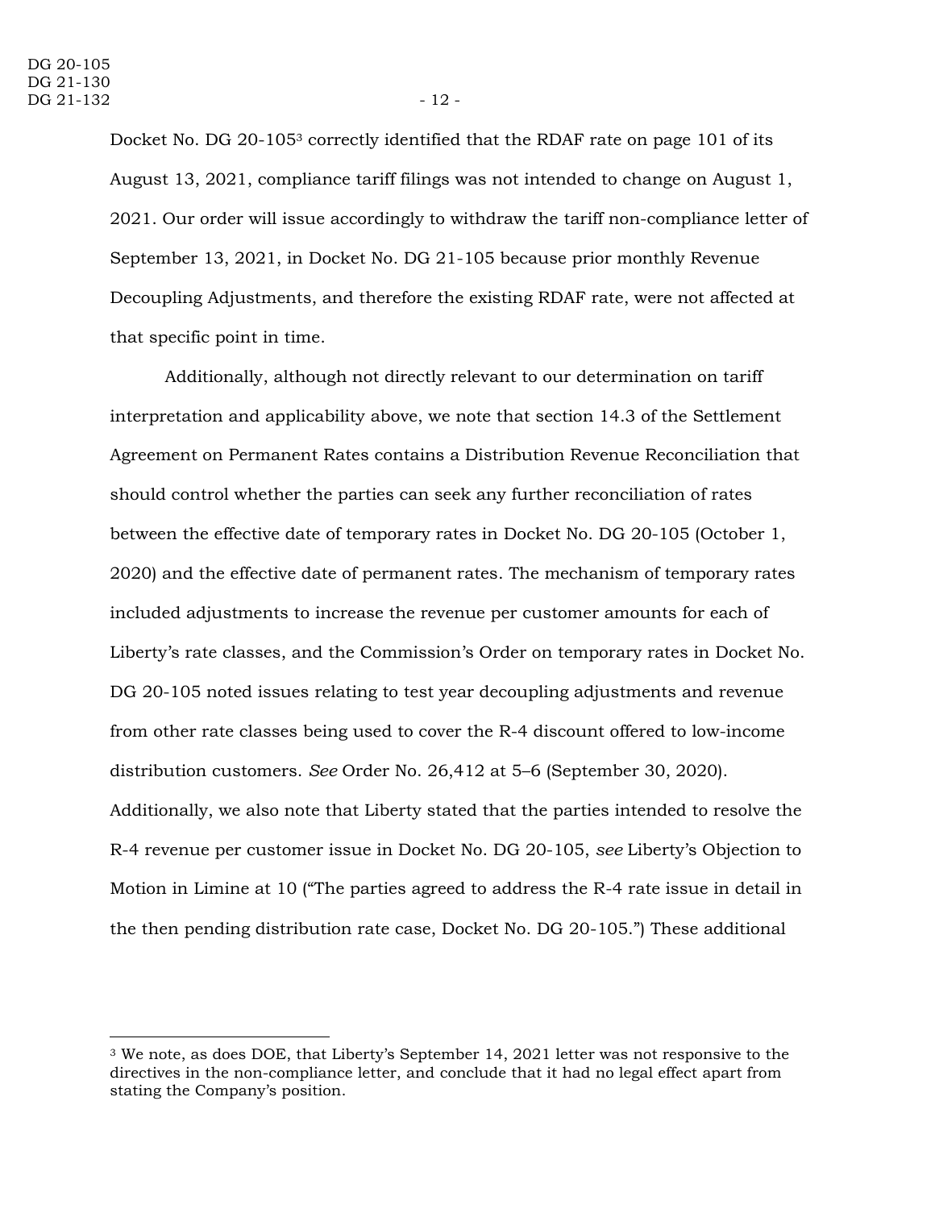Docket No. DG 20-105[3] correctly identified that the RDAF rate on page 101 of its August 13, 2021, compliance tariff filings was not intended to change on August 1, 2021. Our order will issue accordingly to withdraw the tariff non-compliance letter of September 13, 2021, in Docket No. DG 21-105 because prior monthly Revenue Decoupling Adjustments, and therefore the existing RDAF rate, were not affected at that specific point in time.

Additionally, although not directly relevant to our determination on tariff interpretation and applicability above, we note that section 14.3 of the Settlement Agreement on Permanent Rates contains a Distribution Revenue Reconciliation that should control whether the parties can seek any further reconciliation of rates between the effective date of temporary rates in Docket No. DG 20-105 (October 1, 2020) and the effective date of permanent rates. The mechanism of temporary rates included adjustments to increase the revenue per customer amounts for each of Liberty's rate classes, and the Commission's Order on temporary rates in Docket No. DG 20-105 noted issues relating to test year decoupling adjustments and revenue from other rate classes being used to cover the R-4 discount offered to low-income distribution customers. *See* Order No. 26,412 at 5–6 (September 30, 2020). Additionally, we also note that Liberty stated that the parties intended to resolve the R-4 revenue per customer issue in Docket No. DG 20-105, *see* Liberty's Objection to Motion in Limine at 10 ("The parties agreed to address the R-4 rate issue in detail in the then pending distribution rate case, Docket No. DG 20-105.") These additional

---

[3] We note, as does DOE, that Liberty's September 14, 2021 letter was not responsive to the directives in the non-compliance letter, and conclude that it had no legal effect apart from stating the Company's position.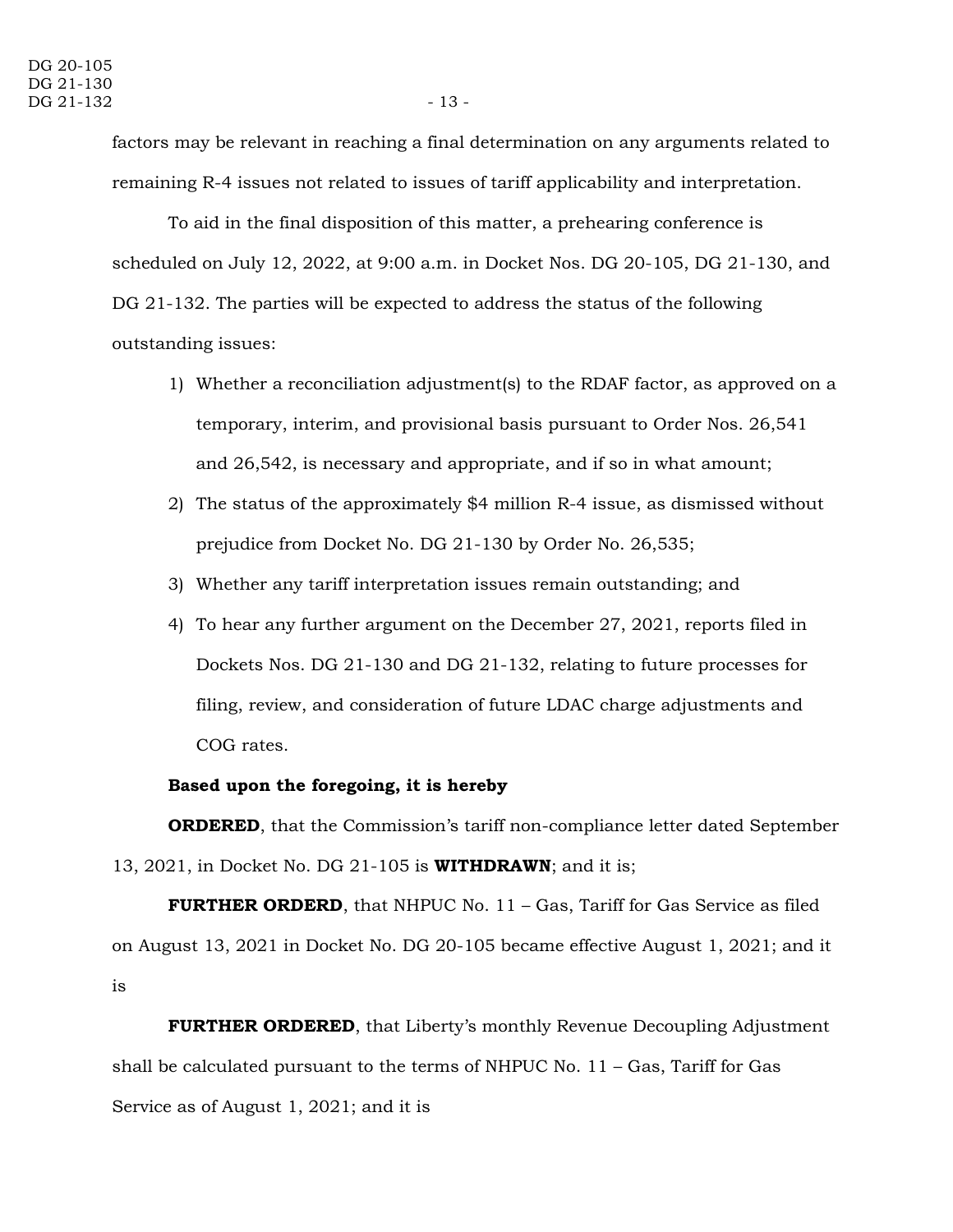factors may be relevant in reaching a final determination on any arguments related to remaining R-4 issues not related to issues of tariff applicability and interpretation.

To aid in the final disposition of this matter, a prehearing conference is scheduled on July 12, 2022, at 9:00 a.m. in Docket Nos. DG 20-105, DG 21-130, and DG 21-132. The parties will be expected to address the status of the following outstanding issues:

1) Whether a reconciliation adjustment(s) to the RDAF factor, as approved on a temporary, interim, and provisional basis pursuant to Order Nos. 26,541 and 26,542, is necessary and appropriate, and if so in what amount;
2) The status of the approximately $4 million R-4 issue, as dismissed without prejudice from Docket No. DG 21-130 by Order No. 26,535;
3) Whether any tariff interpretation issues remain outstanding; and
4) To hear any further argument on the December 27, 2021, reports filed in Dockets Nos. DG 21-130 and DG 21-132, relating to future processes for filing, review, and consideration of future LDAC charge adjustments and COG rates.

**Based upon the foregoing, it is hereby**

**ORDERED**, that the Commission's tariff non-compliance letter dated September 13, 2021, in Docket No. DG 21-105 is **WITHDRAWN**; and it is;

**FURTHER ORDERD**, that NHPUC No. 11 – Gas, Tariff for Gas Service as filed on August 13, 2021 in Docket No. DG 20-105 became effective August 1, 2021; and it is

**FURTHER ORDERED**, that Liberty's monthly Revenue Decoupling Adjustment shall be calculated pursuant to the terms of NHPUC No. 11 – Gas, Tariff for Gas Service as of August 1, 2021; and it is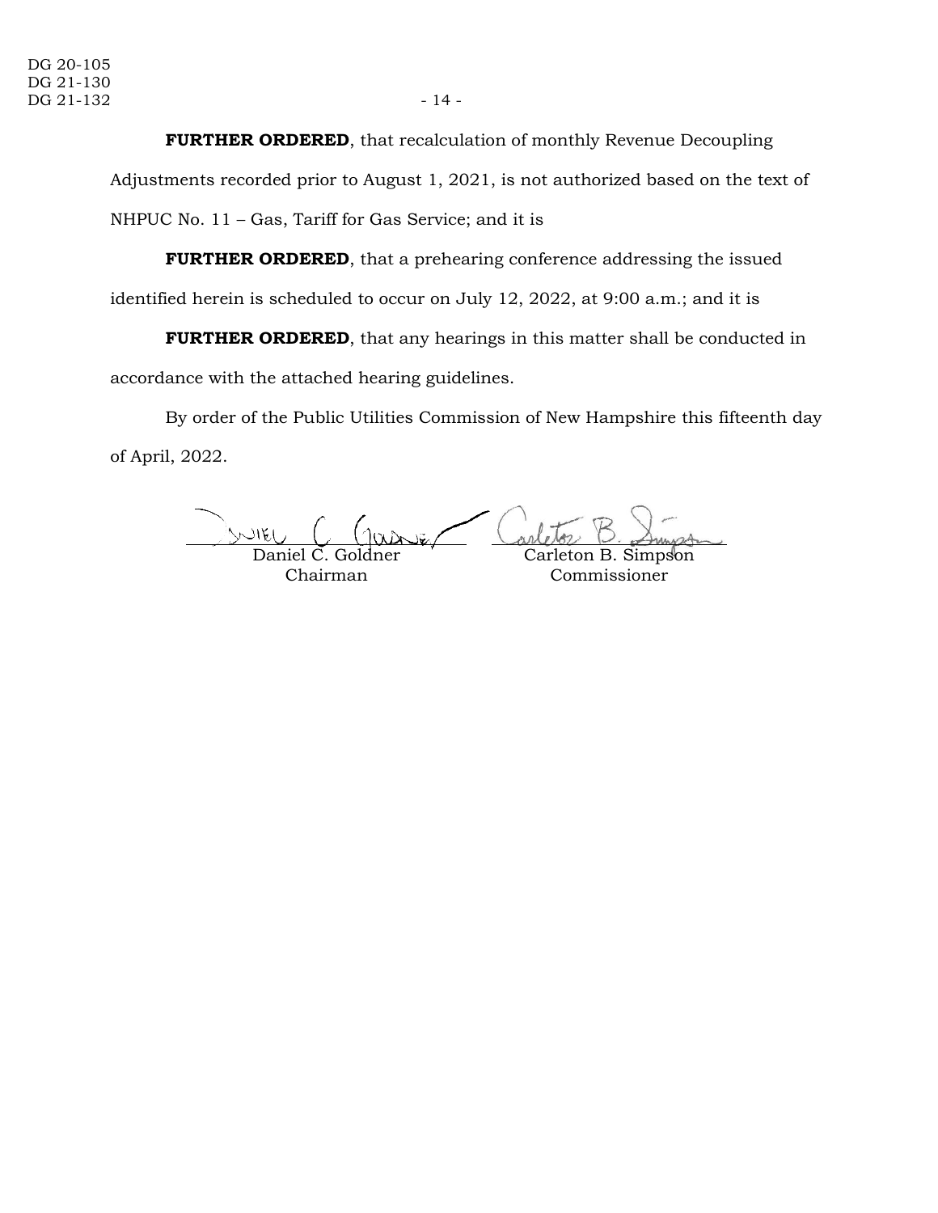**FURTHER ORDERED**, that recalculation of monthly Revenue Decoupling Adjustments recorded prior to August 1, 2021, is not authorized based on the text of NHPUC No. 11 – Gas, Tariff for Gas Service; and it is

**FURTHER ORDERED**, that a prehearing conference addressing the issued identified herein is scheduled to occur on July 12, 2022, at 9:00 a.m.; and it is

**FURTHER ORDERED**, that any hearings in this matter shall be conducted in accordance with the attached hearing guidelines.

By order of the Public Utilities Commission of New Hampshire this fifteenth day of April, 2022.

| Daniel C. Goldner | Carleton B. Simpson |
|---|---|
| Chairman | Commissioner |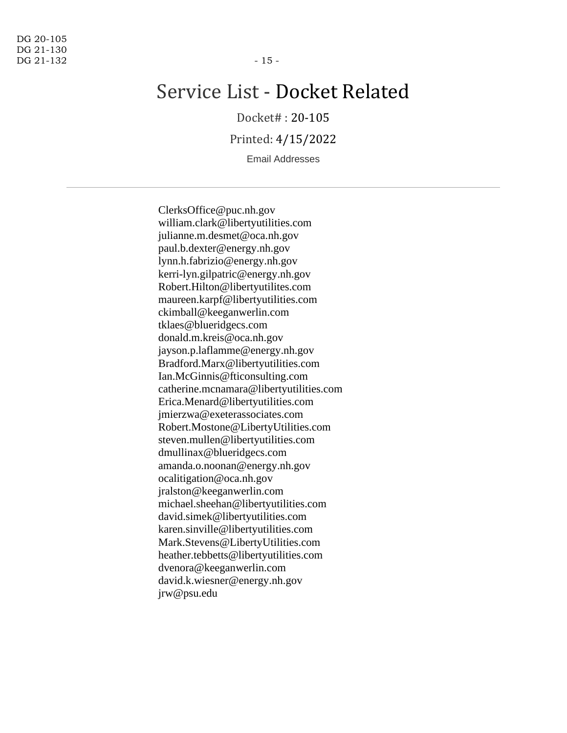# Service List - Docket Related

Docket# : 20-105

Printed: 4/15/2022

Email Addresses

---

ClerksOffice@puc.nh.gov
william.clark@libertyutilities.com
julianne.m.desmet@oca.nh.gov
paul.b.dexter@energy.nh.gov
lynn.h.fabrizio@energy.nh.gov
kerri-lyn.gilpatric@energy.nh.gov
Robert.Hilton@libertyutilites.com
maureen.karpf@libertyutilities.com
ckimball@keeganwerlin.com
tklaes@blueridgecs.com
donald.m.kreis@oca.nh.gov
jayson.p.laflamme@energy.nh.gov
Bradford.Marx@libertyutilities.com
Ian.McGinnis@fticonsulting.com
catherine.mcnamara@libertyutilities.com
Erica.Menard@libertyutilities.com
jmierzwa@exeterassociates.com
Robert.Mostone@LibertyUtilities.com
steven.mullen@libertyutilities.com
dmullinax@blueridgecs.com
amanda.o.noonan@energy.nh.gov
ocalitigation@oca.nh.gov
jralston@keeganwerlin.com
michael.sheehan@libertyutilities.com
david.simek@libertyutilities.com
karen.sinville@libertyutilities.com
Mark.Stevens@LibertyUtilities.com
heather.tebbetts@libertyutilities.com
dvenora@keeganwerlin.com
david.k.wiesner@energy.nh.gov
jrw@psu.edu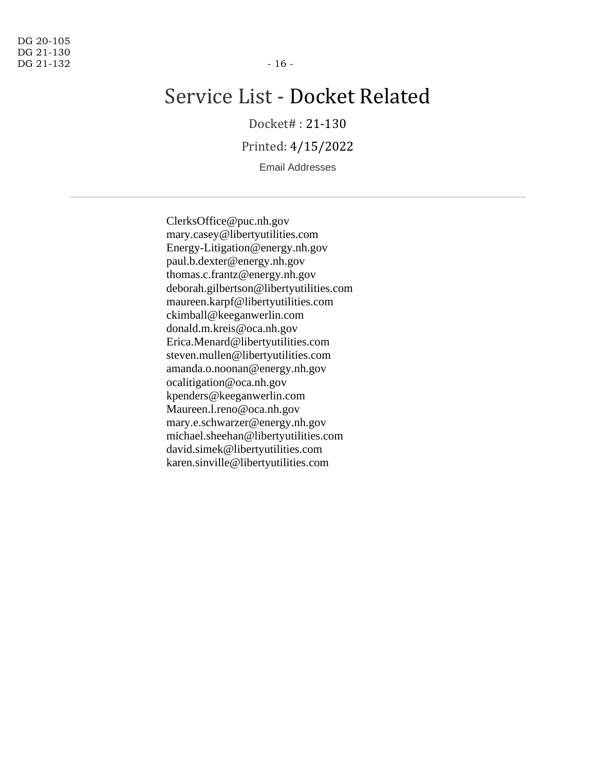# Service List - Docket Related

Docket# : 21-130

Printed: 4/15/2022

Email Addresses

---

ClerksOffice@puc.nh.gov
mary.casey@libertyutilities.com
Energy-Litigation@energy.nh.gov
paul.b.dexter@energy.nh.gov
thomas.c.frantz@energy.nh.gov
deborah.gilbertson@libertyutilities.com
maureen.karpf@libertyutilities.com
ckimball@keeganwerlin.com
donald.m.kreis@oca.nh.gov
Erica.Menard@libertyutilities.com
steven.mullen@libertyutilities.com
amanda.o.noonan@energy.nh.gov
ocalitigation@oca.nh.gov
kpenders@keeganwerlin.com
Maureen.l.reno@oca.nh.gov
mary.e.schwarzer@energy.nh.gov
michael.sheehan@libertyutilities.com
david.simek@libertyutilities.com
karen.sinville@libertyutilities.com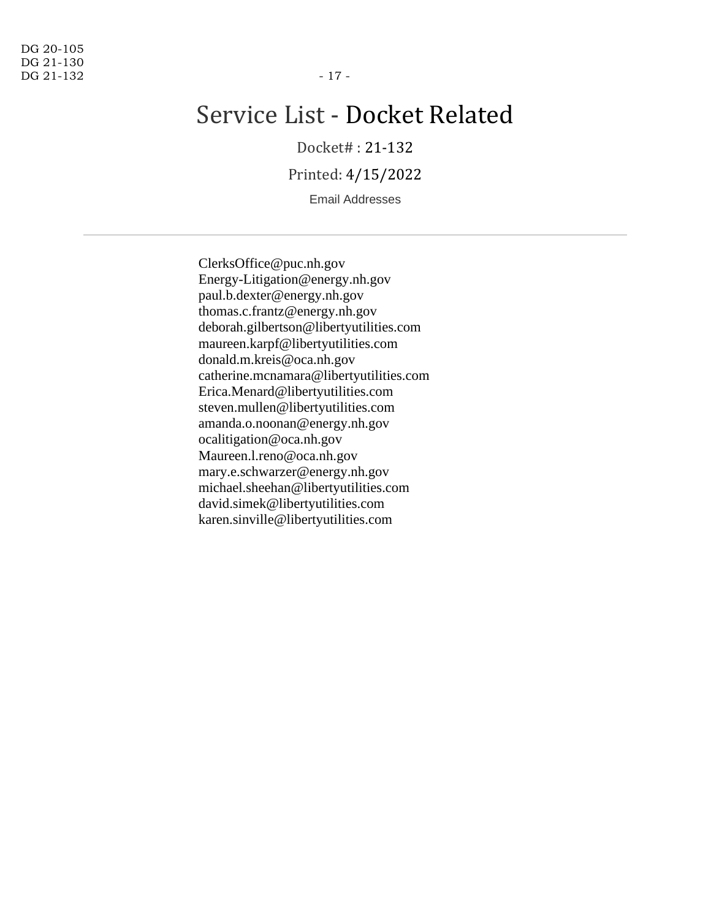# Service List - Docket Related

Docket# : 21-132

Printed: 4/15/2022

Email Addresses

---

ClerksOffice@puc.nh.gov
Energy-Litigation@energy.nh.gov
paul.b.dexter@energy.nh.gov
thomas.c.frantz@energy.nh.gov
deborah.gilbertson@libertyutilities.com
maureen.karpf@libertyutilities.com
donald.m.kreis@oca.nh.gov
catherine.mcnamara@libertyutilities.com
Erica.Menard@libertyutilities.com
steven.mullen@libertyutilities.com
amanda.o.noonan@energy.nh.gov
ocalitigation@oca.nh.gov
Maureen.l.reno@oca.nh.gov
mary.e.schwarzer@energy.nh.gov
michael.sheehan@libertyutilities.com
david.simek@libertyutilities.com
karen.sinville@libertyutilities.com